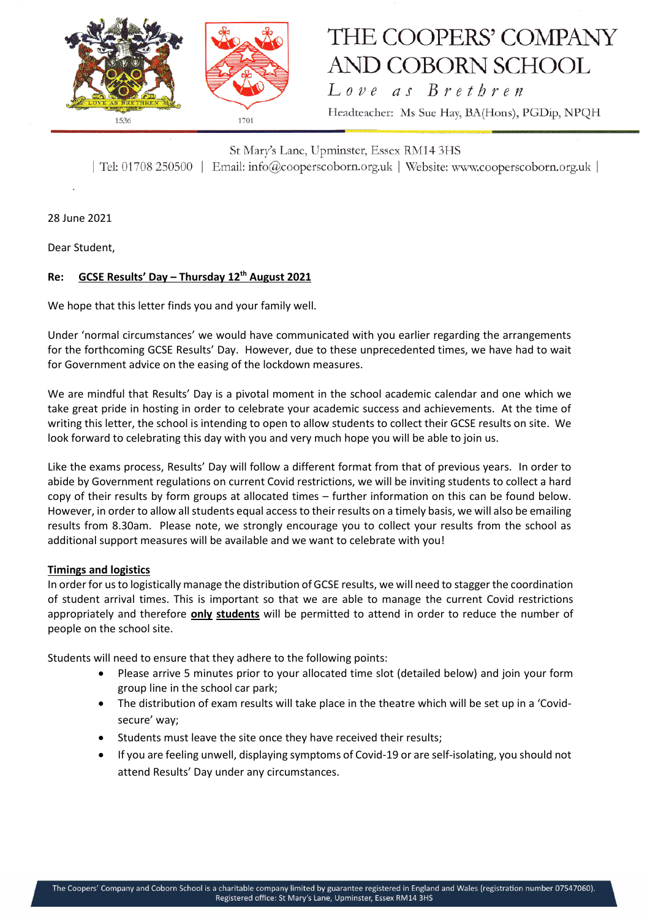# THE COOPERS' COMPANY AND COBORN SCHOOL

*Love as Brethren*

Headteacher: Ms Sue Hay, BA(Hons), PGDip, NPQH

St Mary's Lane, Upminster, Essex RM14 3HS

| Tel: 01708 250500 | Email: info@cooperscoborn.org.uk | Website: www.cooperscoborn.org.uk |

28 June 2021

Dear Student,

**Re: <u>GCSE Results' Day – Thursday 12th August 2021</u>**

We hope that this letter finds you and your family well.

Under 'normal circumstances' we would have communicated with you earlier regarding the arrangements for the forthcoming GCSE Results' Day. However, due to these unprecedented times, we have had to wait for Government advice on the easing of the lockdown measures.

We are mindful that Results' Day is a pivotal moment in the school academic calendar and one which we take great pride in hosting in order to celebrate your academic success and achievements. At the time of writing this letter, the school is intending to open to allow students to collect their GCSE results on site. We look forward to celebrating this day with you and very much hope you will be able to join us.

Like the exams process, Results' Day will follow a different format from that of previous years. In order to abide by Government regulations on current Covid restrictions, we will be inviting students to collect a hard copy of their results by form groups at allocated times – further information on this can be found below. However, in order to allow all students equal access to their results on a timely basis, we will also be emailing results from 8.30am. Please note, we strongly encourage you to collect your results from the school as additional support measures will be available and we want to celebrate with you!

**<u>Timings and logistics</u>**

In order for us to logistically manage the distribution of GCSE results, we will need to stagger the coordination of student arrival times. This is important so that we are able to manage the current Covid restrictions appropriately and therefore **<u>only</u> <u>students</u>** will be permitted to attend in order to reduce the number of people on the school site.

Students will need to ensure that they adhere to the following points:

- Please arrive 5 minutes prior to your allocated time slot (detailed below) and join your form group line in the school car park;
- The distribution of exam results will take place in the theatre which will be set up in a 'Covid-secure' way;
- Students must leave the site once they have received their results;
- If you are feeling unwell, displaying symptoms of Covid-19 or are self-isolating, you should not attend Results' Day under any circumstances.

The Coopers' Company and Coborn School is a charitable company limited by guarantee registered in England and Wales (registration number 07547060). Registered office: St Mary's Lane, Upminster, Essex RM14 3HS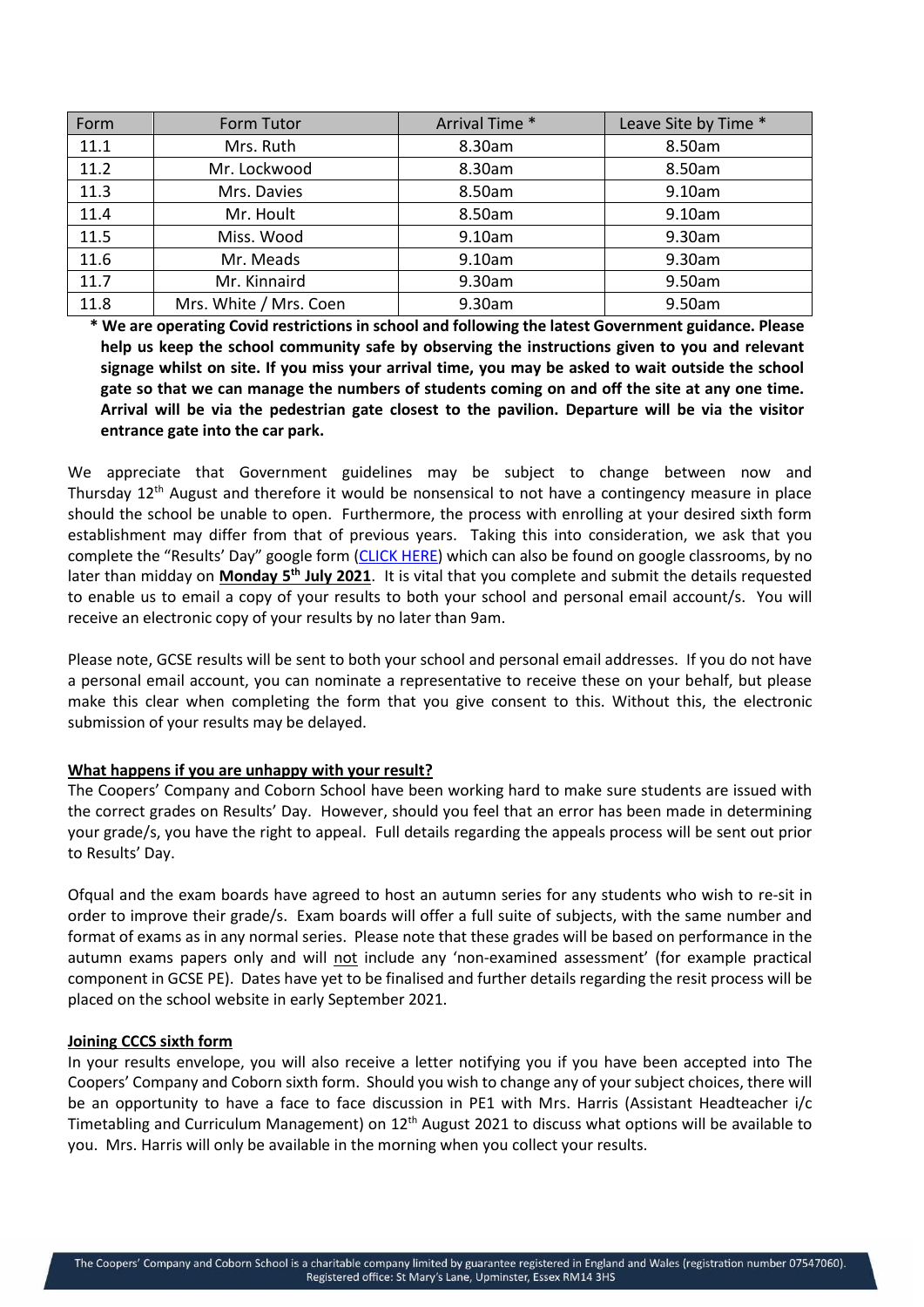| Form | Form Tutor | Arrival Time * | Leave Site by Time * |
|---|---|---|---|
| 11.1 | Mrs. Ruth | 8.30am | 8.50am |
| 11.2 | Mr. Lockwood | 8.30am | 8.50am |
| 11.3 | Mrs. Davies | 8.50am | 9.10am |
| 11.4 | Mr. Hoult | 8.50am | 9.10am |
| 11.5 | Miss. Wood | 9.10am | 9.30am |
| 11.6 | Mr. Meads | 9.10am | 9.30am |
| 11.7 | Mr. Kinnaird | 9.30am | 9.50am |
| 11.8 | Mrs. White / Mrs. Coen | 9.30am | 9.50am |

**\* We are operating Covid restrictions in school and following the latest Government guidance. Please help us keep the school community safe by observing the instructions given to you and relevant signage whilst on site. If you miss your arrival time, you may be asked to wait outside the school gate so that we can manage the numbers of students coming on and off the site at any one time. Arrival will be via the pedestrian gate closest to the pavilion. Departure will be via the visitor entrance gate into the car park.**

We appreciate that Government guidelines may be subject to change between now and Thursday 12th August and therefore it would be nonsensical to not have a contingency measure in place should the school be unable to open. Furthermore, the process with enrolling at your desired sixth form establishment may differ from that of previous years. Taking this into consideration, we ask that you complete the "Results' Day" google form (CLICK HERE) which can also be found on google classrooms, by no later than midday on **Monday 5th July 2021**. It is vital that you complete and submit the details requested to enable us to email a copy of your results to both your school and personal email account/s. You will receive an electronic copy of your results by no later than 9am.

Please note, GCSE results will be sent to both your school and personal email addresses. If you do not have a personal email account, you can nominate a representative to receive these on your behalf, but please make this clear when completing the form that you give consent to this. Without this, the electronic submission of your results may be delayed.

**What happens if you are unhappy with your result?**

The Coopers' Company and Coborn School have been working hard to make sure students are issued with the correct grades on Results' Day. However, should you feel that an error has been made in determining your grade/s, you have the right to appeal. Full details regarding the appeals process will be sent out prior to Results' Day.

Ofqual and the exam boards have agreed to host an autumn series for any students who wish to re-sit in order to improve their grade/s. Exam boards will offer a full suite of subjects, with the same number and format of exams as in any normal series. Please note that these grades will be based on performance in the autumn exams papers only and will not include any 'non-examined assessment' (for example practical component in GCSE PE). Dates have yet to be finalised and further details regarding the resit process will be placed on the school website in early September 2021.

**Joining CCCS sixth form**

In your results envelope, you will also receive a letter notifying you if you have been accepted into The Coopers' Company and Coborn sixth form. Should you wish to change any of your subject choices, there will be an opportunity to have a face to face discussion in PE1 with Mrs. Harris (Assistant Headteacher i/c Timetabling and Curriculum Management) on 12th August 2021 to discuss what options will be available to you. Mrs. Harris will only be available in the morning when you collect your results.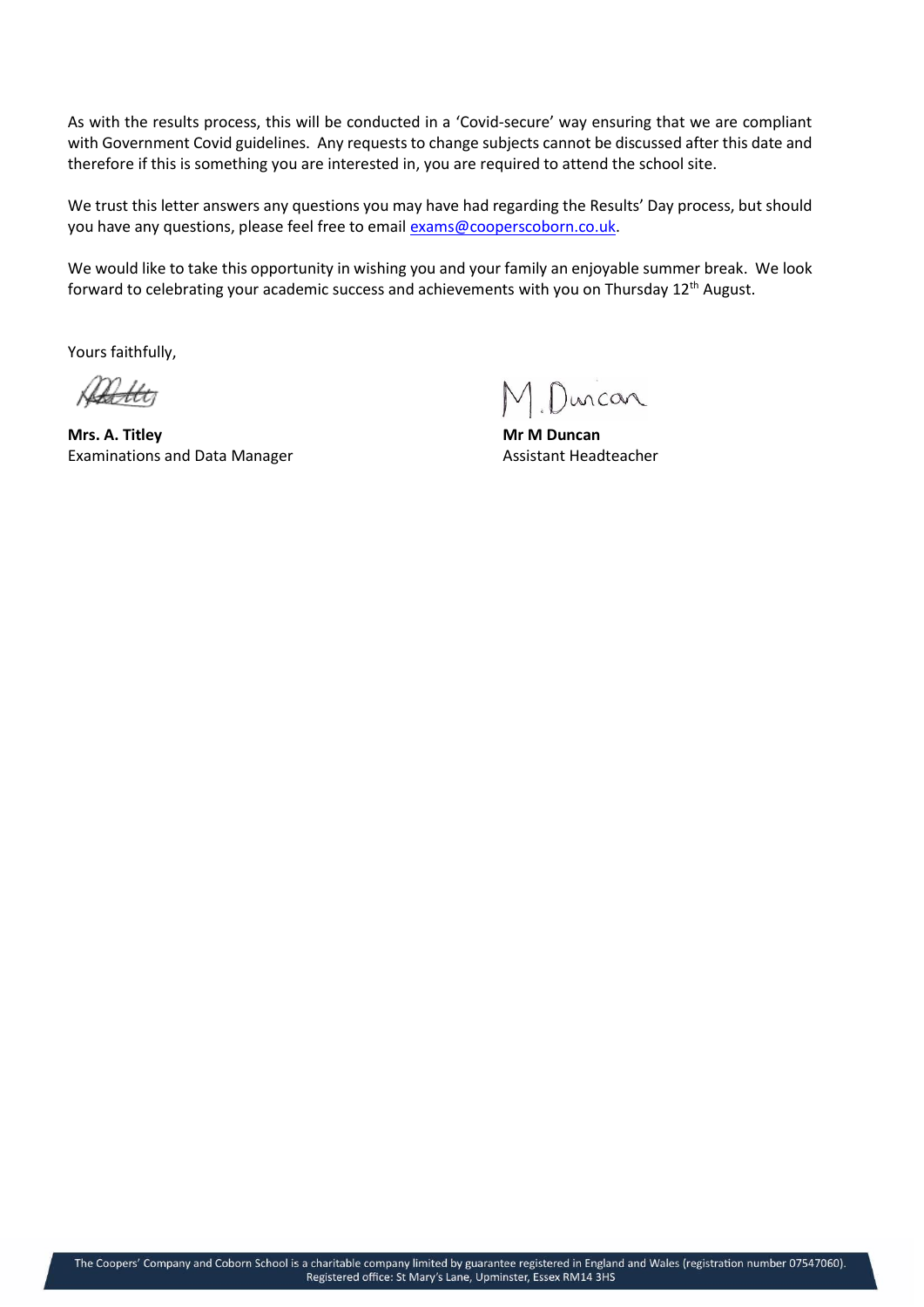As with the results process, this will be conducted in a 'Covid-secure' way ensuring that we are compliant with Government Covid guidelines. Any requests to change subjects cannot be discussed after this date and therefore if this is something you are interested in, you are required to attend the school site.

We trust this letter answers any questions you may have had regarding the Results' Day process, but should you have any questions, please feel free to email exams@cooperscoborn.co.uk.

We would like to take this opportunity in wishing you and your family an enjoyable summer break. We look forward to celebrating your academic success and achievements with you on Thursday 12th August.

Yours faithfully,

**Mrs. A. Titley**
Examinations and Data Manager

**Mr M Duncan**
Assistant Headteacher